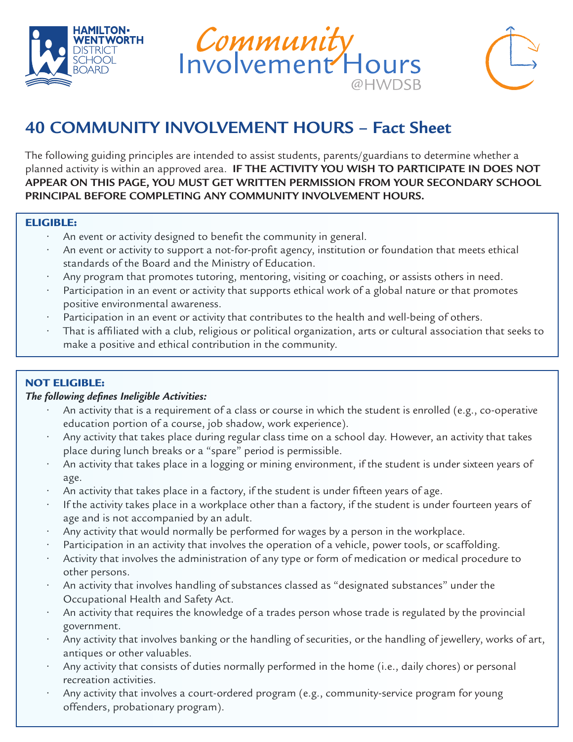HAMILTON-WENTWORTH DISTRICT SCHOOL BOARD

Community Involvement Hours @HWDSB

# 40 COMMUNITY INVOLVEMENT HOURS – Fact Sheet

The following guiding principles are intended to assist students, parents/guardians to determine whether a planned activity is within an approved area. **IF THE ACTIVITY YOU WISH TO PARTICIPATE IN DOES NOT APPEAR ON THIS PAGE, YOU MUST GET WRITTEN PERMISSION FROM YOUR SECONDARY SCHOOL PRINCIPAL BEFORE COMPLETING ANY COMMUNITY INVOLVEMENT HOURS.**

## ELIGIBLE:

- An event or activity designed to benefit the community in general.
- An event or activity to support a not-for-profit agency, institution or foundation that meets ethical standards of the Board and the Ministry of Education.
- Any program that promotes tutoring, mentoring, visiting or coaching, or assists others in need.
- Participation in an event or activity that supports ethical work of a global nature or that promotes positive environmental awareness.
- Participation in an event or activity that contributes to the health and well-being of others.
- That is affiliated with a club, religious or political organization, arts or cultural association that seeks to make a positive and ethical contribution in the community.

## NOT ELIGIBLE:

***The following defines Ineligible Activities:***

- An activity that is a requirement of a class or course in which the student is enrolled (e.g., co-operative education portion of a course, job shadow, work experience).
- Any activity that takes place during regular class time on a school day. However, an activity that takes place during lunch breaks or a "spare" period is permissible.
- An activity that takes place in a logging or mining environment, if the student is under sixteen years of age.
- An activity that takes place in a factory, if the student is under fifteen years of age.
- If the activity takes place in a workplace other than a factory, if the student is under fourteen years of age and is not accompanied by an adult.
- Any activity that would normally be performed for wages by a person in the workplace.
- Participation in an activity that involves the operation of a vehicle, power tools, or scaffolding.
- Activity that involves the administration of any type or form of medication or medical procedure to other persons.
- An activity that involves handling of substances classed as "designated substances" under the Occupational Health and Safety Act.
- An activity that requires the knowledge of a trades person whose trade is regulated by the provincial government.
- Any activity that involves banking or the handling of securities, or the handling of jewellery, works of art, antiques or other valuables.
- Any activity that consists of duties normally performed in the home (i.e., daily chores) or personal recreation activities.
- Any activity that involves a court-ordered program (e.g., community-service program for young offenders, probationary program).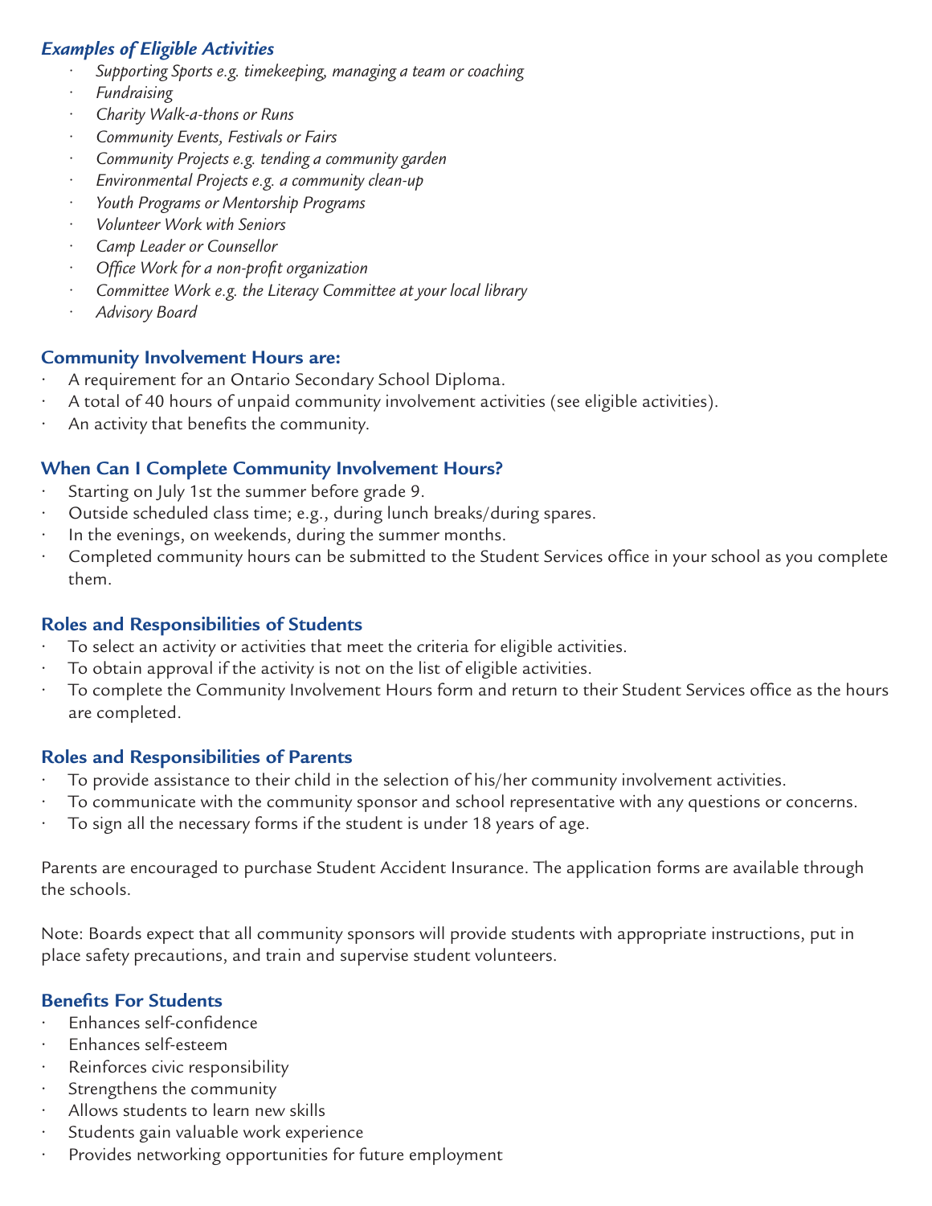### *Examples of Eligible Activities*

- *Supporting Sports e.g. timekeeping, managing a team or coaching*
- *Fundraising*
- *Charity Walk-a-thons or Runs*
- *Community Events, Festivals or Fairs*
- *Community Projects e.g. tending a community garden*
- *Environmental Projects e.g. a community clean-up*
- *Youth Programs or Mentorship Programs*
- *Volunteer Work with Seniors*
- *Camp Leader or Counsellor*
- *Office Work for a non-profit organization*
- *Committee Work e.g. the Literacy Committee at your local library*
- *Advisory Board*

### Community Involvement Hours are:

- A requirement for an Ontario Secondary School Diploma.
- A total of 40 hours of unpaid community involvement activities (see eligible activities).
- An activity that benefits the community.

### When Can I Complete Community Involvement Hours?

- Starting on July 1st the summer before grade 9.
- Outside scheduled class time; e.g., during lunch breaks/during spares.
- In the evenings, on weekends, during the summer months.
- Completed community hours can be submitted to the Student Services office in your school as you complete them.

### Roles and Responsibilities of Students

- To select an activity or activities that meet the criteria for eligible activities.
- To obtain approval if the activity is not on the list of eligible activities.
- To complete the Community Involvement Hours form and return to their Student Services office as the hours are completed.

### Roles and Responsibilities of Parents

- To provide assistance to their child in the selection of his/her community involvement activities.
- To communicate with the community sponsor and school representative with any questions or concerns.
- To sign all the necessary forms if the student is under 18 years of age.

Parents are encouraged to purchase Student Accident Insurance. The application forms are available through the schools.

Note: Boards expect that all community sponsors will provide students with appropriate instructions, put in place safety precautions, and train and supervise student volunteers.

### Benefits For Students

- Enhances self-confidence
- Enhances self-esteem
- Reinforces civic responsibility
- Strengthens the community
- Allows students to learn new skills
- Students gain valuable work experience
- Provides networking opportunities for future employment